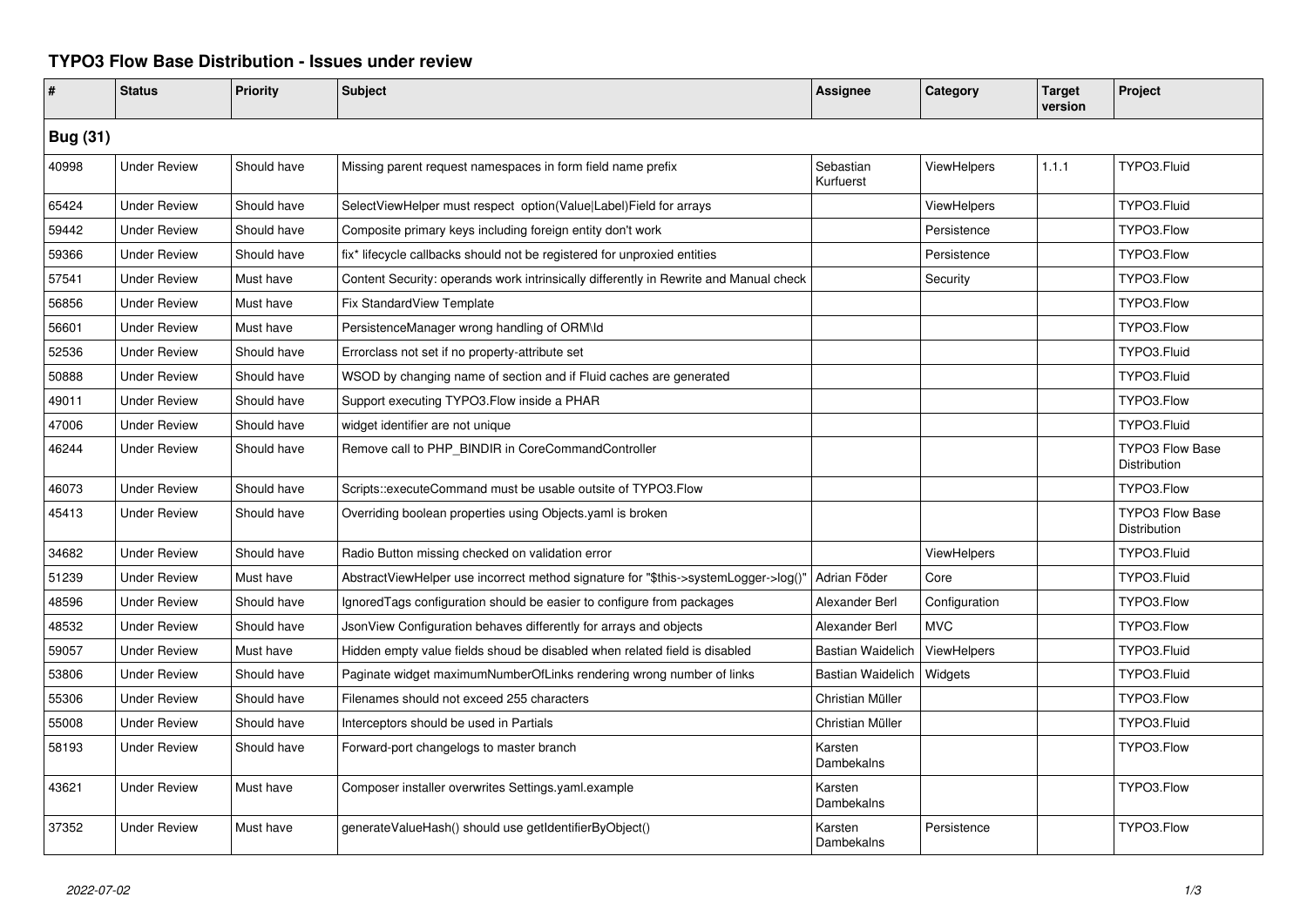# TYPO3 Flow Base Distribution - Issues under review

| # | Status | Priority | Subject | Assignee | Category | Target version | Project |
|---|---|---|---|---|---|---|---|
| **Bug (31)** | | | | | | | |
| 40998 | Under Review | Should have | Missing parent request namespaces in form field name prefix | Sebastian Kurfuerst | ViewHelpers | 1.1.1 | TYPO3.Fluid |
| 65424 | Under Review | Should have | SelectViewHelper must respect option(Value\|Label)Field for arrays | | ViewHelpers | | TYPO3.Fluid |
| 59442 | Under Review | Should have | Composite primary keys including foreign entity don't work | | Persistence | | TYPO3.Flow |
| 59366 | Under Review | Should have | fix* lifecycle callbacks should not be registered for unproxied entities | | Persistence | | TYPO3.Flow |
| 57541 | Under Review | Must have | Content Security: operands work intrinsically differently in Rewrite and Manual check | | Security | | TYPO3.Flow |
| 56856 | Under Review | Must have | Fix StandardView Template | | | | TYPO3.Flow |
| 56601 | Under Review | Must have | PersistenceManager wrong handling of ORM\Id | | | | TYPO3.Flow |
| 52536 | Under Review | Should have | Errorclass not set if no property-attribute set | | | | TYPO3.Fluid |
| 50888 | Under Review | Should have | WSOD by changing name of section and if Fluid caches are generated | | | | TYPO3.Fluid |
| 49011 | Under Review | Should have | Support executing TYPO3.Flow inside a PHAR | | | | TYPO3.Flow |
| 47006 | Under Review | Should have | widget identifier are not unique | | | | TYPO3.Fluid |
| 46244 | Under Review | Should have | Remove call to PHP_BINDIR in CoreCommandController | | | | TYPO3 Flow Base Distribution |
| 46073 | Under Review | Should have | Scripts::executeCommand must be usable outsite of TYPO3.Flow | | | | TYPO3.Flow |
| 45413 | Under Review | Should have | Overriding boolean properties using Objects.yaml is broken | | | | TYPO3 Flow Base Distribution |
| 34682 | Under Review | Should have | Radio Button missing checked on validation error | | ViewHelpers | | TYPO3.Fluid |
| 51239 | Under Review | Must have | AbstractViewHelper use incorrect method signature for "$this->systemLogger->log()" | Adrian Föder | Core | | TYPO3.Fluid |
| 48596 | Under Review | Should have | IgnoredTags configuration should be easier to configure from packages | Alexander Berl | Configuration | | TYPO3.Flow |
| 48532 | Under Review | Should have | JsonView Configuration behaves differently for arrays and objects | Alexander Berl | MVC | | TYPO3.Flow |
| 59057 | Under Review | Must have | Hidden empty value fields shoud be disabled when related field is disabled | Bastian Waidelich | ViewHelpers | | TYPO3.Fluid |
| 53806 | Under Review | Should have | Paginate widget maximumNumberOfLinks rendering wrong number of links | Bastian Waidelich | Widgets | | TYPO3.Fluid |
| 55306 | Under Review | Should have | Filenames should not exceed 255 characters | Christian Müller | | | TYPO3.Flow |
| 55008 | Under Review | Should have | Interceptors should be used in Partials | Christian Müller | | | TYPO3.Fluid |
| 58193 | Under Review | Should have | Forward-port changelogs to master branch | Karsten Dambekalns | | | TYPO3.Flow |
| 43621 | Under Review | Must have | Composer installer overwrites Settings.yaml.example | Karsten Dambekalns | | | TYPO3.Flow |
| 37352 | Under Review | Must have | generateValueHash() should use getIdentifierByObject() | Karsten Dambekalns | Persistence | | TYPO3.Flow |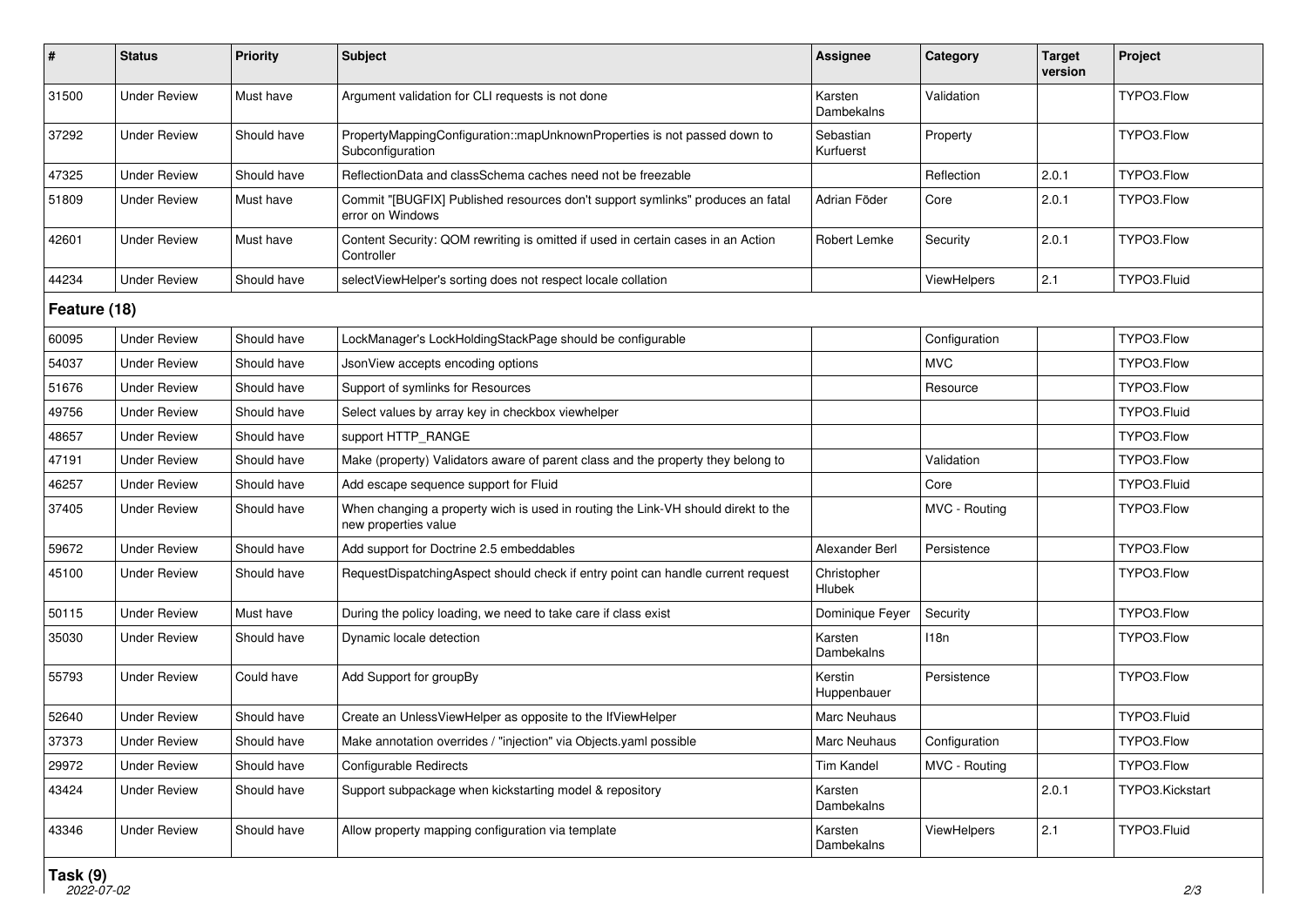| # | Status | Priority | Subject | Assignee | Category | Target version | Project |
|---|---|---|---|---|---|---|---|
| 31500 | Under Review | Must have | Argument validation for CLI requests is not done | Karsten Dambekalns | Validation | | TYPO3.Flow |
| 37292 | Under Review | Should have | PropertyMappingConfiguration::mapUnknownProperties is not passed down to Subconfiguration | Sebastian Kurfuerst | Property | | TYPO3.Flow |
| 47325 | Under Review | Should have | ReflectionData and classSchema caches need not be freezable | | Reflection | 2.0.1 | TYPO3.Flow |
| 51809 | Under Review | Must have | Commit "[BUGFIX] Published resources don't support symlinks" produces an fatal error on Windows | Adrian Föder | Core | 2.0.1 | TYPO3.Flow |
| 42601 | Under Review | Must have | Content Security: QOM rewriting is omitted if used in certain cases in an Action Controller | Robert Lemke | Security | 2.0.1 | TYPO3.Flow |
| 44234 | Under Review | Should have | selectViewHelper's sorting does not respect locale collation | | ViewHelpers | 2.1 | TYPO3.Fluid |

## Feature (18)

| # | Status | Priority | Subject | Assignee | Category | Target version | Project |
|---|---|---|---|---|---|---|---|
| 60095 | Under Review | Should have | LockManager's LockHoldingStackPage should be configurable | | Configuration | | TYPO3.Flow |
| 54037 | Under Review | Should have | JsonView accepts encoding options | | MVC | | TYPO3.Flow |
| 51676 | Under Review | Should have | Support of symlinks for Resources | | Resource | | TYPO3.Flow |
| 49756 | Under Review | Should have | Select values by array key in checkbox viewhelper | | | | TYPO3.Fluid |
| 48657 | Under Review | Should have | support HTTP_RANGE | | | | TYPO3.Flow |
| 47191 | Under Review | Should have | Make (property) Validators aware of parent class and the property they belong to | | Validation | | TYPO3.Flow |
| 46257 | Under Review | Should have | Add escape sequence support for Fluid | | Core | | TYPO3.Fluid |
| 37405 | Under Review | Should have | When changing a property wich is used in routing the Link-VH should direkt to the new properties value | | MVC - Routing | | TYPO3.Flow |
| 59672 | Under Review | Should have | Add support for Doctrine 2.5 embeddables | Alexander Berl | Persistence | | TYPO3.Flow |
| 45100 | Under Review | Should have | RequestDispatchingAspect should check if entry point can handle current request | Christopher Hlubek | | | TYPO3.Flow |
| 50115 | Under Review | Must have | During the policy loading, we need to take care if class exist | Dominique Feyer | Security | | TYPO3.Flow |
| 35030 | Under Review | Should have | Dynamic locale detection | Karsten Dambekalns | I18n | | TYPO3.Flow |
| 55793 | Under Review | Could have | Add Support for groupBy | Kerstin Huppenbauer | Persistence | | TYPO3.Flow |
| 52640 | Under Review | Should have | Create an UnlessViewHelper as opposite to the IfViewHelper | Marc Neuhaus | | | TYPO3.Fluid |
| 37373 | Under Review | Should have | Make annotation overrides / "injection" via Objects.yaml possible | Marc Neuhaus | Configuration | | TYPO3.Flow |
| 29972 | Under Review | Should have | Configurable Redirects | Tim Kandel | MVC - Routing | | TYPO3.Flow |
| 43424 | Under Review | Should have | Support subpackage when kickstarting model & repository | Karsten Dambekalns | | 2.0.1 | TYPO3.Kickstart |
| 43346 | Under Review | Should have | Allow property mapping configuration via template | Karsten Dambekalns | ViewHelpers | 2.1 | TYPO3.Fluid |

## Task (9)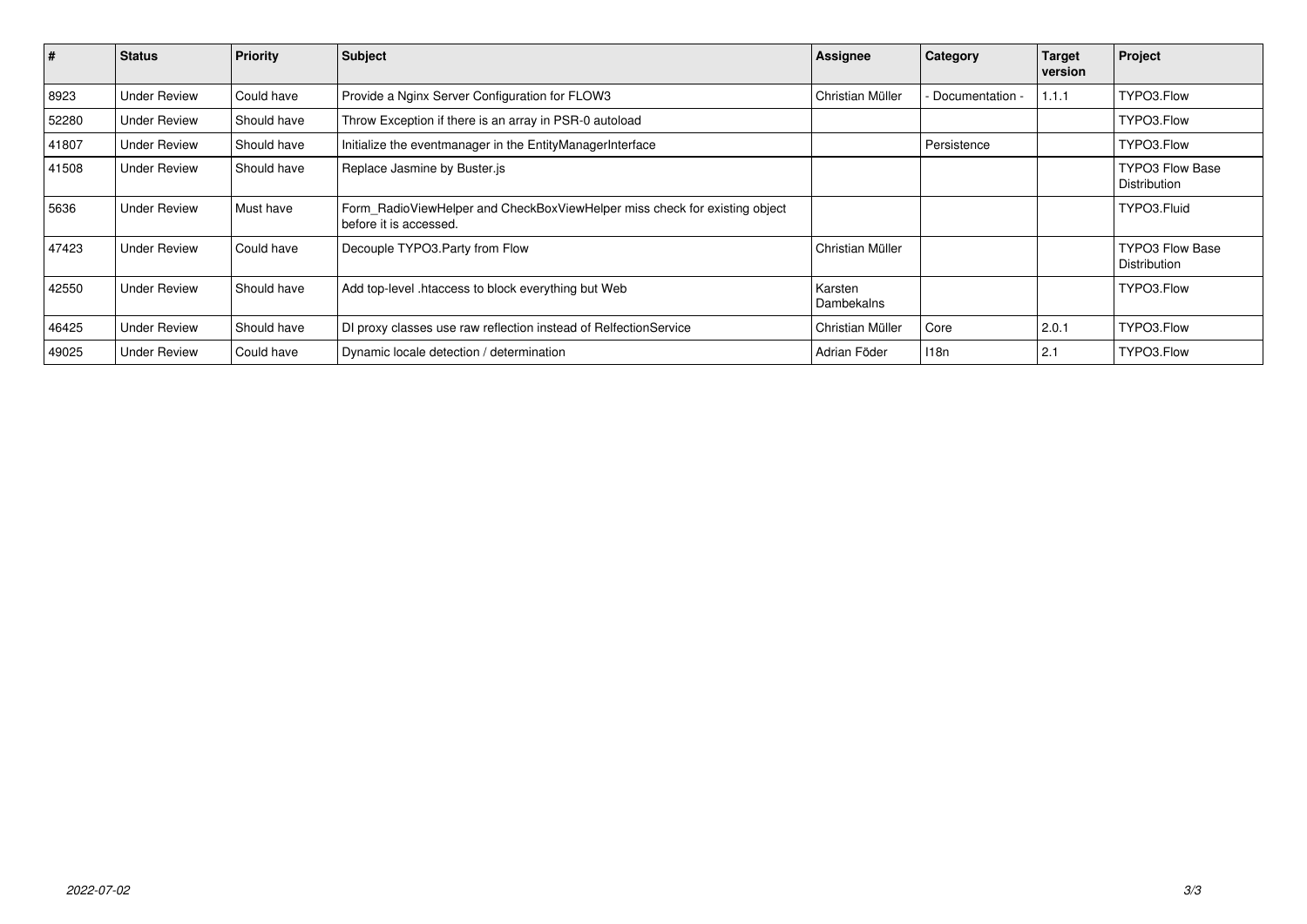| # | Status | Priority | Subject | Assignee | Category | Target version | Project |
|---|---|---|---|---|---|---|---|
| 8923 | Under Review | Could have | Provide a Nginx Server Configuration for FLOW3 | Christian Müller | - Documentation - | 1.1.1 | TYPO3.Flow |
| 52280 | Under Review | Should have | Throw Exception if there is an array in PSR-0 autoload | | | | TYPO3.Flow |
| 41807 | Under Review | Should have | Initialize the eventmanager in the EntityManagerInterface | | Persistence | | TYPO3.Flow |
| 41508 | Under Review | Should have | Replace Jasmine by Buster.js | | | | TYPO3 Flow Base Distribution |
| 5636 | Under Review | Must have | Form_RadioViewHelper and CheckBoxViewHelper miss check for existing object before it is accessed. | | | | TYPO3.Fluid |
| 47423 | Under Review | Could have | Decouple TYPO3.Party from Flow | Christian Müller | | | TYPO3 Flow Base Distribution |
| 42550 | Under Review | Should have | Add top-level .htaccess to block everything but Web | Karsten Dambekalns | | | TYPO3.Flow |
| 46425 | Under Review | Should have | DI proxy classes use raw reflection instead of RelfectionService | Christian Müller | Core | 2.0.1 | TYPO3.Flow |
| 49025 | Under Review | Could have | Dynamic locale detection / determination | Adrian Föder | I18n | 2.1 | TYPO3.Flow |

*2022-07-02*